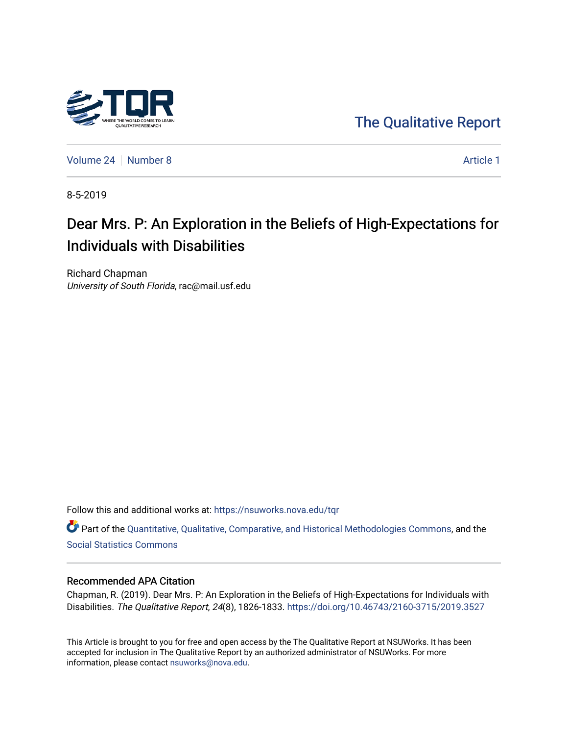The Qualitative Report

Volume 24 | Number 8 Article 1

8-5-2019

# Dear Mrs. P: An Exploration in the Beliefs of High-Expectations for Individuals with Disabilities

Richard Chapman
*University of South Florida*, rac@mail.usf.edu

Follow this and additional works at: https://nsuworks.nova.edu/tqr

Part of the Quantitative, Qualitative, Comparative, and Historical Methodologies Commons, and the Social Statistics Commons

### Recommended APA Citation

Chapman, R. (2019). Dear Mrs. P: An Exploration in the Beliefs of High-Expectations for Individuals with Disabilities. *The Qualitative Report*, *24*(8), 1826-1833. https://doi.org/10.46743/2160-3715/2019.3527

This Article is brought to you for free and open access by the The Qualitative Report at NSUWorks. It has been accepted for inclusion in The Qualitative Report by an authorized administrator of NSUWorks. For more information, please contact nsuworks@nova.edu.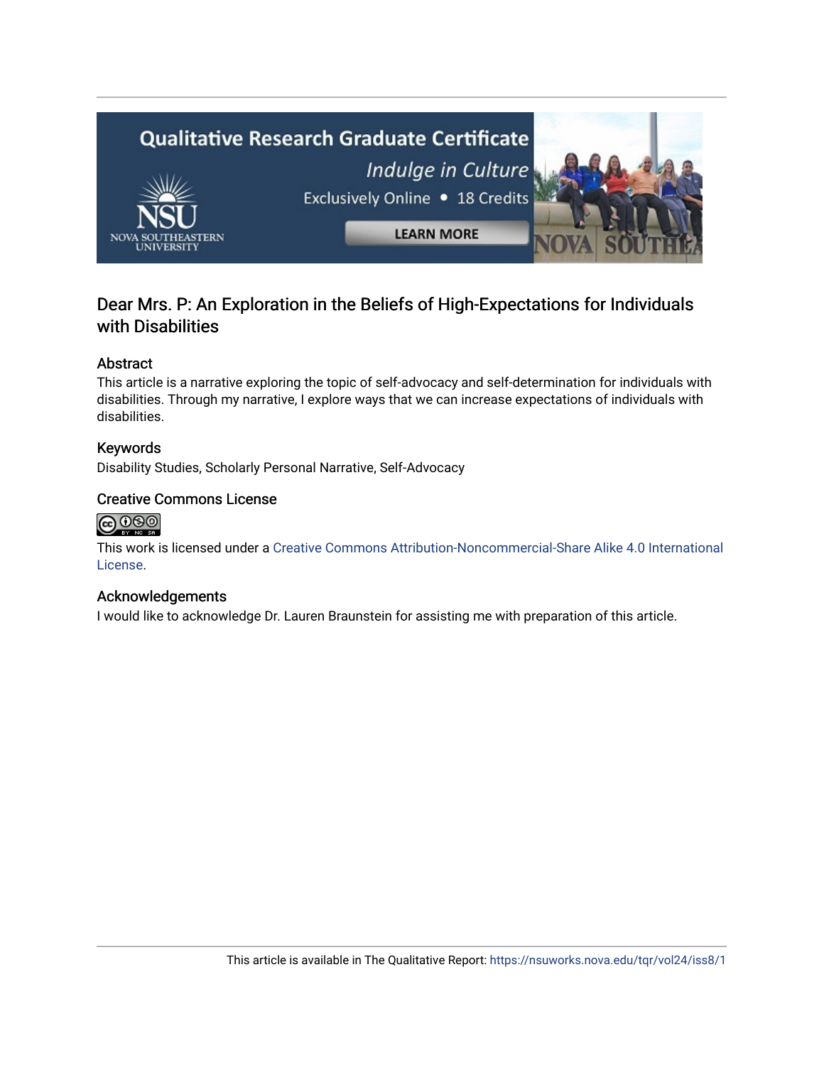# Dear Mrs. P: An Exploration in the Beliefs of High-Expectations for Individuals with Disabilities

## Abstract

This article is a narrative exploring the topic of self-advocacy and self-determination for individuals with disabilities. Through my narrative, I explore ways that we can increase expectations of individuals with disabilities.

## Keywords

Disability Studies, Scholarly Personal Narrative, Self-Advocacy

## Creative Commons License

This work is licensed under a Creative Commons Attribution-Noncommercial-Share Alike 4.0 International License.

## Acknowledgements

I would like to acknowledge Dr. Lauren Braunstein for assisting me with preparation of this article.

This article is available in The Qualitative Report: https://nsuworks.nova.edu/tqr/vol24/iss8/1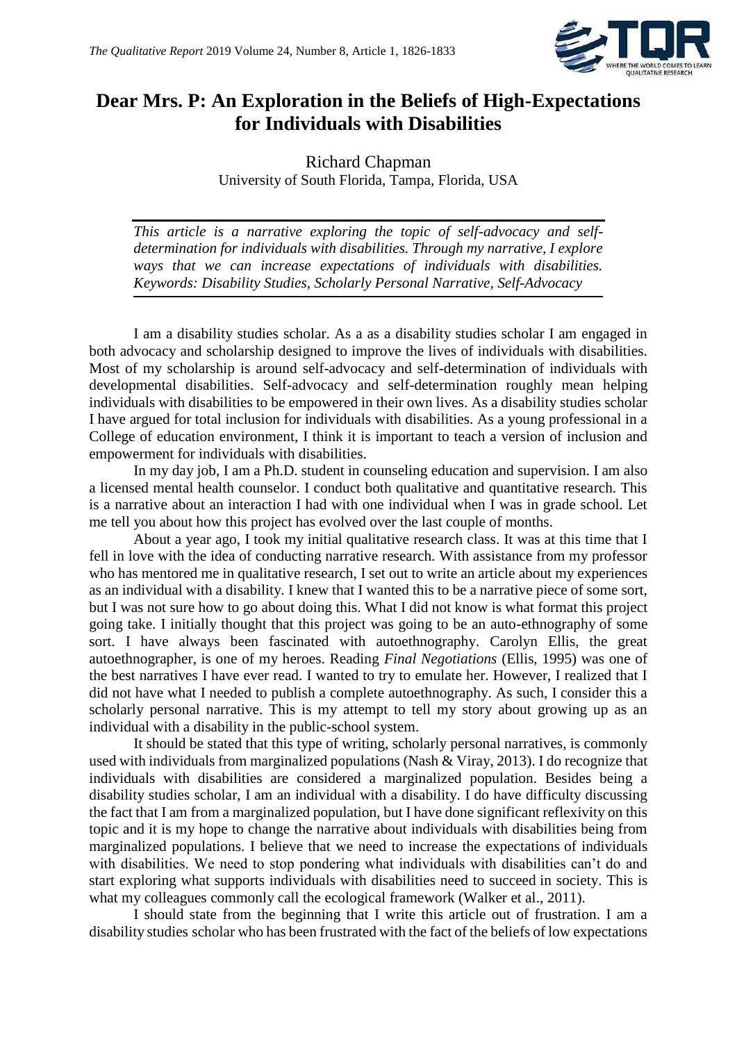# Dear Mrs. P: An Exploration in the Beliefs of High-Expectations for Individuals with Disabilities

Richard Chapman
University of South Florida, Tampa, Florida, USA

*This article is a narrative exploring the topic of self-advocacy and self-determination for individuals with disabilities. Through my narrative, I explore ways that we can increase expectations of individuals with disabilities. Keywords: Disability Studies, Scholarly Personal Narrative, Self-Advocacy*

I am a disability studies scholar. As a as a disability studies scholar I am engaged in both advocacy and scholarship designed to improve the lives of individuals with disabilities. Most of my scholarship is around self-advocacy and self-determination of individuals with developmental disabilities. Self-advocacy and self-determination roughly mean helping individuals with disabilities to be empowered in their own lives. As a disability studies scholar I have argued for total inclusion for individuals with disabilities. As a young professional in a College of education environment, I think it is important to teach a version of inclusion and empowerment for individuals with disabilities.

In my day job, I am a Ph.D. student in counseling education and supervision. I am also a licensed mental health counselor. I conduct both qualitative and quantitative research. This is a narrative about an interaction I had with one individual when I was in grade school. Let me tell you about how this project has evolved over the last couple of months.

About a year ago, I took my initial qualitative research class. It was at this time that I fell in love with the idea of conducting narrative research. With assistance from my professor who has mentored me in qualitative research, I set out to write an article about my experiences as an individual with a disability. I knew that I wanted this to be a narrative piece of some sort, but I was not sure how to go about doing this. What I did not know is what format this project going take. I initially thought that this project was going to be an auto-ethnography of some sort. I have always been fascinated with autoethnography. Carolyn Ellis, the great autoethnographer, is one of my heroes. Reading *Final Negotiations* (Ellis, 1995) was one of the best narratives I have ever read. I wanted to try to emulate her. However, I realized that I did not have what I needed to publish a complete autoethnography. As such, I consider this a scholarly personal narrative. This is my attempt to tell my story about growing up as an individual with a disability in the public-school system.

It should be stated that this type of writing, scholarly personal narratives, is commonly used with individuals from marginalized populations (Nash & Viray, 2013). I do recognize that individuals with disabilities are considered a marginalized population. Besides being a disability studies scholar, I am an individual with a disability. I do have difficulty discussing the fact that I am from a marginalized population, but I have done significant reflexivity on this topic and it is my hope to change the narrative about individuals with disabilities being from marginalized populations. I believe that we need to increase the expectations of individuals with disabilities. We need to stop pondering what individuals with disabilities can't do and start exploring what supports individuals with disabilities need to succeed in society. This is what my colleagues commonly call the ecological framework (Walker et al., 2011).

I should state from the beginning that I write this article out of frustration. I am a disability studies scholar who has been frustrated with the fact of the beliefs of low expectations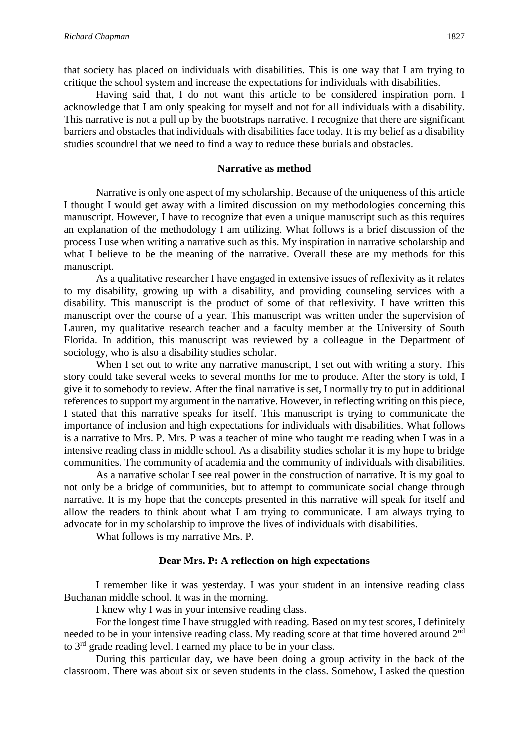that society has placed on individuals with disabilities. This is one way that I am trying to critique the school system and increase the expectations for individuals with disabilities.

Having said that, I do not want this article to be considered inspiration porn. I acknowledge that I am only speaking for myself and not for all individuals with a disability. This narrative is not a pull up by the bootstraps narrative. I recognize that there are significant barriers and obstacles that individuals with disabilities face today. It is my belief as a disability studies scoundrel that we need to find a way to reduce these burials and obstacles.

## Narrative as method

Narrative is only one aspect of my scholarship. Because of the uniqueness of this article I thought I would get away with a limited discussion on my methodologies concerning this manuscript. However, I have to recognize that even a unique manuscript such as this requires an explanation of the methodology I am utilizing. What follows is a brief discussion of the process I use when writing a narrative such as this. My inspiration in narrative scholarship and what I believe to be the meaning of the narrative. Overall these are my methods for this manuscript.

As a qualitative researcher I have engaged in extensive issues of reflexivity as it relates to my disability, growing up with a disability, and providing counseling services with a disability. This manuscript is the product of some of that reflexivity. I have written this manuscript over the course of a year. This manuscript was written under the supervision of Lauren, my qualitative research teacher and a faculty member at the University of South Florida. In addition, this manuscript was reviewed by a colleague in the Department of sociology, who is also a disability studies scholar.

When I set out to write any narrative manuscript, I set out with writing a story. This story could take several weeks to several months for me to produce. After the story is told, I give it to somebody to review. After the final narrative is set, I normally try to put in additional references to support my argument in the narrative. However, in reflecting writing on this piece, I stated that this narrative speaks for itself. This manuscript is trying to communicate the importance of inclusion and high expectations for individuals with disabilities. What follows is a narrative to Mrs. P. Mrs. P was a teacher of mine who taught me reading when I was in a intensive reading class in middle school. As a disability studies scholar it is my hope to bridge communities. The community of academia and the community of individuals with disabilities.

As a narrative scholar I see real power in the construction of narrative. It is my goal to not only be a bridge of communities, but to attempt to communicate social change through narrative. It is my hope that the concepts presented in this narrative will speak for itself and allow the readers to think about what I am trying to communicate. I am always trying to advocate for in my scholarship to improve the lives of individuals with disabilities.

What follows is my narrative Mrs. P.

## Dear Mrs. P: A reflection on high expectations

I remember like it was yesterday. I was your student in an intensive reading class Buchanan middle school. It was in the morning.

I knew why I was in your intensive reading class.

For the longest time I have struggled with reading. Based on my test scores, I definitely needed to be in your intensive reading class. My reading score at that time hovered around 2nd to 3rd grade reading level. I earned my place to be in your class.

During this particular day, we have been doing a group activity in the back of the classroom. There was about six or seven students in the class. Somehow, I asked the question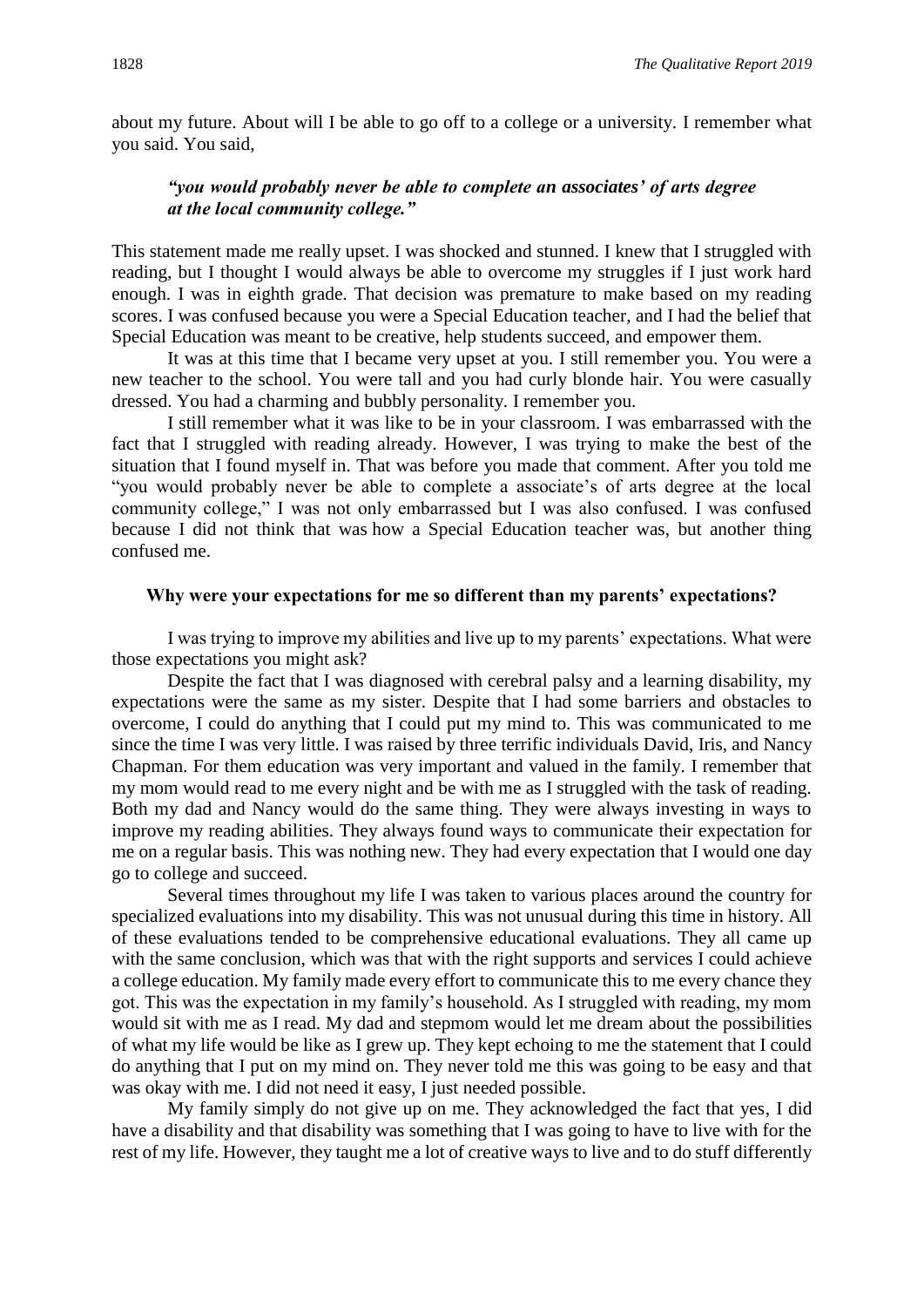about my future. About will I be able to go off to a college or a university. I remember what you said. You said,

> ***"you would probably never be able to complete an associates' of arts degree at the local community college."***

This statement made me really upset. I was shocked and stunned. I knew that I struggled with reading, but I thought I would always be able to overcome my struggles if I just work hard enough. I was in eighth grade. That decision was premature to make based on my reading scores. I was confused because you were a Special Education teacher, and I had the belief that Special Education was meant to be creative, help students succeed, and empower them.

It was at this time that I became very upset at you. I still remember you. You were a new teacher to the school. You were tall and you had curly blonde hair. You were casually dressed. You had a charming and bubbly personality. I remember you.

I still remember what it was like to be in your classroom. I was embarrassed with the fact that I struggled with reading already. However, I was trying to make the best of the situation that I found myself in. That was before you made that comment. After you told me "you would probably never be able to complete a associate's of arts degree at the local community college," I was not only embarrassed but I was also confused. I was confused because I did not think that was how a Special Education teacher was, but another thing confused me.

**Why were your expectations for me so different than my parents' expectations?**

I was trying to improve my abilities and live up to my parents' expectations. What were those expectations you might ask?

Despite the fact that I was diagnosed with cerebral palsy and a learning disability, my expectations were the same as my sister. Despite that I had some barriers and obstacles to overcome, I could do anything that I could put my mind to. This was communicated to me since the time I was very little. I was raised by three terrific individuals David, Iris, and Nancy Chapman. For them education was very important and valued in the family. I remember that my mom would read to me every night and be with me as I struggled with the task of reading. Both my dad and Nancy would do the same thing. They were always investing in ways to improve my reading abilities. They always found ways to communicate their expectation for me on a regular basis. This was nothing new. They had every expectation that I would one day go to college and succeed.

Several times throughout my life I was taken to various places around the country for specialized evaluations into my disability. This was not unusual during this time in history. All of these evaluations tended to be comprehensive educational evaluations. They all came up with the same conclusion, which was that with the right supports and services I could achieve a college education. My family made every effort to communicate this to me every chance they got. This was the expectation in my family's household. As I struggled with reading, my mom would sit with me as I read. My dad and stepmom would let me dream about the possibilities of what my life would be like as I grew up. They kept echoing to me the statement that I could do anything that I put on my mind on. They never told me this was going to be easy and that was okay with me. I did not need it easy, I just needed possible.

My family simply do not give up on me. They acknowledged the fact that yes, I did have a disability and that disability was something that I was going to have to live with for the rest of my life. However, they taught me a lot of creative ways to live and to do stuff differently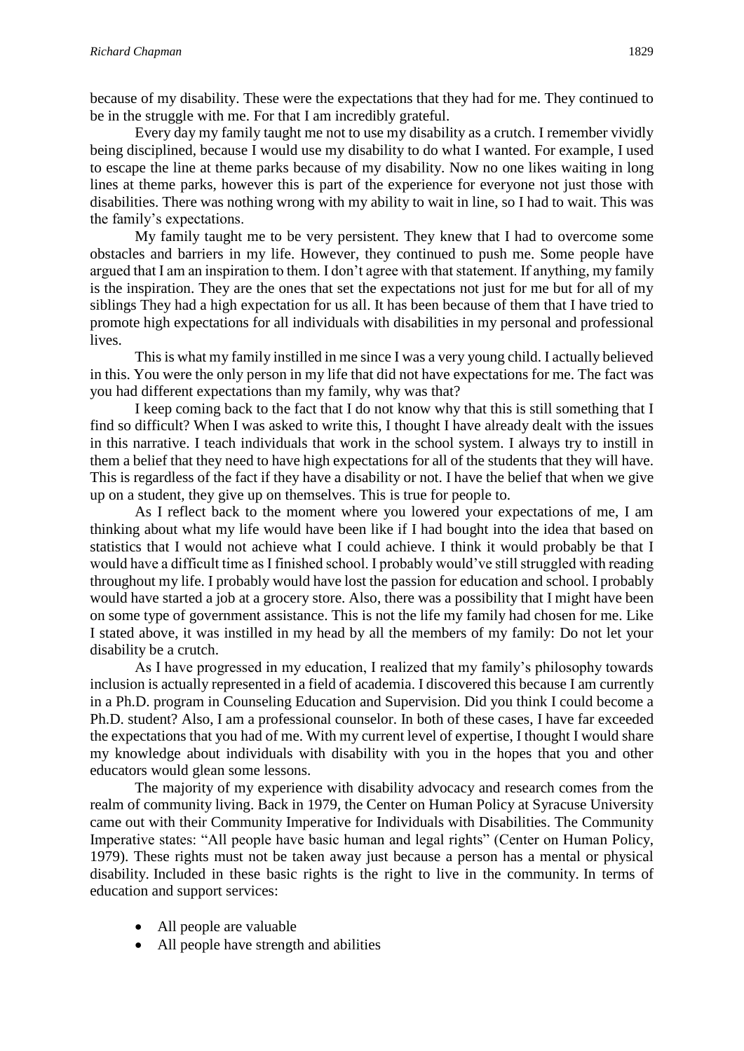because of my disability. These were the expectations that they had for me. They continued to be in the struggle with me. For that I am incredibly grateful.

Every day my family taught me not to use my disability as a crutch. I remember vividly being disciplined, because I would use my disability to do what I wanted. For example, I used to escape the line at theme parks because of my disability. Now no one likes waiting in long lines at theme parks, however this is part of the experience for everyone not just those with disabilities. There was nothing wrong with my ability to wait in line, so I had to wait. This was the family's expectations.

My family taught me to be very persistent. They knew that I had to overcome some obstacles and barriers in my life. However, they continued to push me. Some people have argued that I am an inspiration to them. I don't agree with that statement. If anything, my family is the inspiration. They are the ones that set the expectations not just for me but for all of my siblings They had a high expectation for us all. It has been because of them that I have tried to promote high expectations for all individuals with disabilities in my personal and professional lives.

This is what my family instilled in me since I was a very young child. I actually believed in this. You were the only person in my life that did not have expectations for me. The fact was you had different expectations than my family, why was that?

I keep coming back to the fact that I do not know why that this is still something that I find so difficult? When I was asked to write this, I thought I have already dealt with the issues in this narrative. I teach individuals that work in the school system. I always try to instill in them a belief that they need to have high expectations for all of the students that they will have. This is regardless of the fact if they have a disability or not. I have the belief that when we give up on a student, they give up on themselves. This is true for people to.

As I reflect back to the moment where you lowered your expectations of me, I am thinking about what my life would have been like if I had bought into the idea that based on statistics that I would not achieve what I could achieve. I think it would probably be that I would have a difficult time as I finished school. I probably would've still struggled with reading throughout my life. I probably would have lost the passion for education and school. I probably would have started a job at a grocery store. Also, there was a possibility that I might have been on some type of government assistance. This is not the life my family had chosen for me. Like I stated above, it was instilled in my head by all the members of my family: Do not let your disability be a crutch.

As I have progressed in my education, I realized that my family's philosophy towards inclusion is actually represented in a field of academia. I discovered this because I am currently in a Ph.D. program in Counseling Education and Supervision. Did you think I could become a Ph.D. student? Also, I am a professional counselor. In both of these cases, I have far exceeded the expectations that you had of me. With my current level of expertise, I thought I would share my knowledge about individuals with disability with you in the hopes that you and other educators would glean some lessons.

The majority of my experience with disability advocacy and research comes from the realm of community living. Back in 1979, the Center on Human Policy at Syracuse University came out with their Community Imperative for Individuals with Disabilities. The Community Imperative states: "All people have basic human and legal rights" (Center on Human Policy, 1979). These rights must not be taken away just because a person has a mental or physical disability. Included in these basic rights is the right to live in the community. In terms of education and support services:

- All people are valuable
- All people have strength and abilities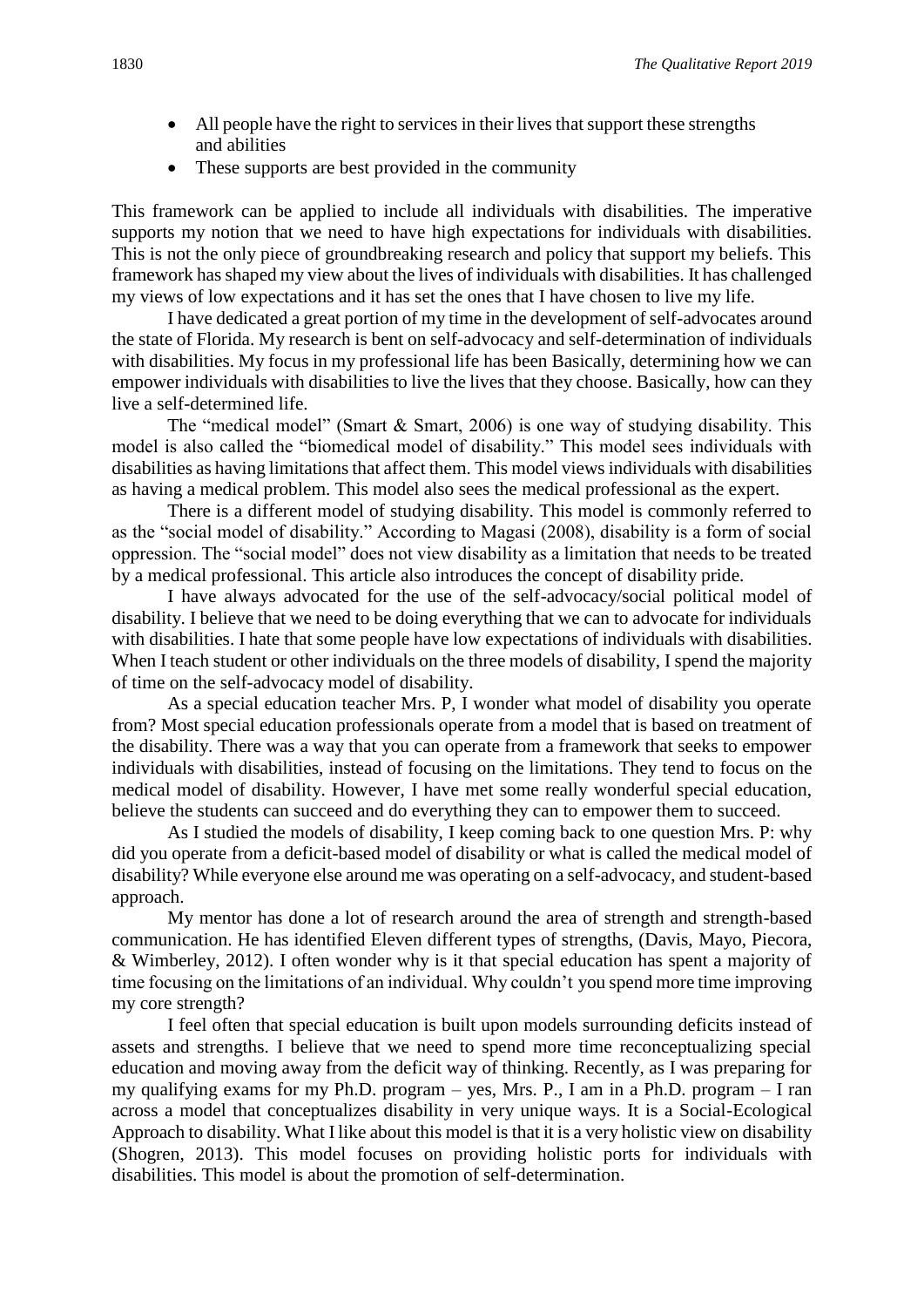- All people have the right to services in their lives that support these strengths and abilities
- These supports are best provided in the community

This framework can be applied to include all individuals with disabilities. The imperative supports my notion that we need to have high expectations for individuals with disabilities. This is not the only piece of groundbreaking research and policy that support my beliefs. This framework has shaped my view about the lives of individuals with disabilities. It has challenged my views of low expectations and it has set the ones that I have chosen to live my life.

I have dedicated a great portion of my time in the development of self-advocates around the state of Florida. My research is bent on self-advocacy and self-determination of individuals with disabilities. My focus in my professional life has been Basically, determining how we can empower individuals with disabilities to live the lives that they choose. Basically, how can they live a self-determined life.

The "medical model" (Smart & Smart, 2006) is one way of studying disability. This model is also called the "biomedical model of disability." This model sees individuals with disabilities as having limitations that affect them. This model views individuals with disabilities as having a medical problem. This model also sees the medical professional as the expert.

There is a different model of studying disability. This model is commonly referred to as the "social model of disability." According to Magasi (2008), disability is a form of social oppression. The "social model" does not view disability as a limitation that needs to be treated by a medical professional. This article also introduces the concept of disability pride.

I have always advocated for the use of the self-advocacy/social political model of disability. I believe that we need to be doing everything that we can to advocate for individuals with disabilities. I hate that some people have low expectations of individuals with disabilities. When I teach student or other individuals on the three models of disability, I spend the majority of time on the self-advocacy model of disability.

As a special education teacher Mrs. P, I wonder what model of disability you operate from? Most special education professionals operate from a model that is based on treatment of the disability. There was a way that you can operate from a framework that seeks to empower individuals with disabilities, instead of focusing on the limitations. They tend to focus on the medical model of disability. However, I have met some really wonderful special education, believe the students can succeed and do everything they can to empower them to succeed.

As I studied the models of disability, I keep coming back to one question Mrs. P: why did you operate from a deficit-based model of disability or what is called the medical model of disability? While everyone else around me was operating on a self-advocacy, and student-based approach.

My mentor has done a lot of research around the area of strength and strength-based communication. He has identified Eleven different types of strengths, (Davis, Mayo, Piecora, & Wimberley, 2012). I often wonder why is it that special education has spent a majority of time focusing on the limitations of an individual. Why couldn't you spend more time improving my core strength?

I feel often that special education is built upon models surrounding deficits instead of assets and strengths. I believe that we need to spend more time reconceptualizing special education and moving away from the deficit way of thinking. Recently, as I was preparing for my qualifying exams for my Ph.D. program – yes, Mrs. P., I am in a Ph.D. program – I ran across a model that conceptualizes disability in very unique ways. It is a Social-Ecological Approach to disability. What I like about this model is that it is a very holistic view on disability (Shogren, 2013). This model focuses on providing holistic ports for individuals with disabilities. This model is about the promotion of self-determination.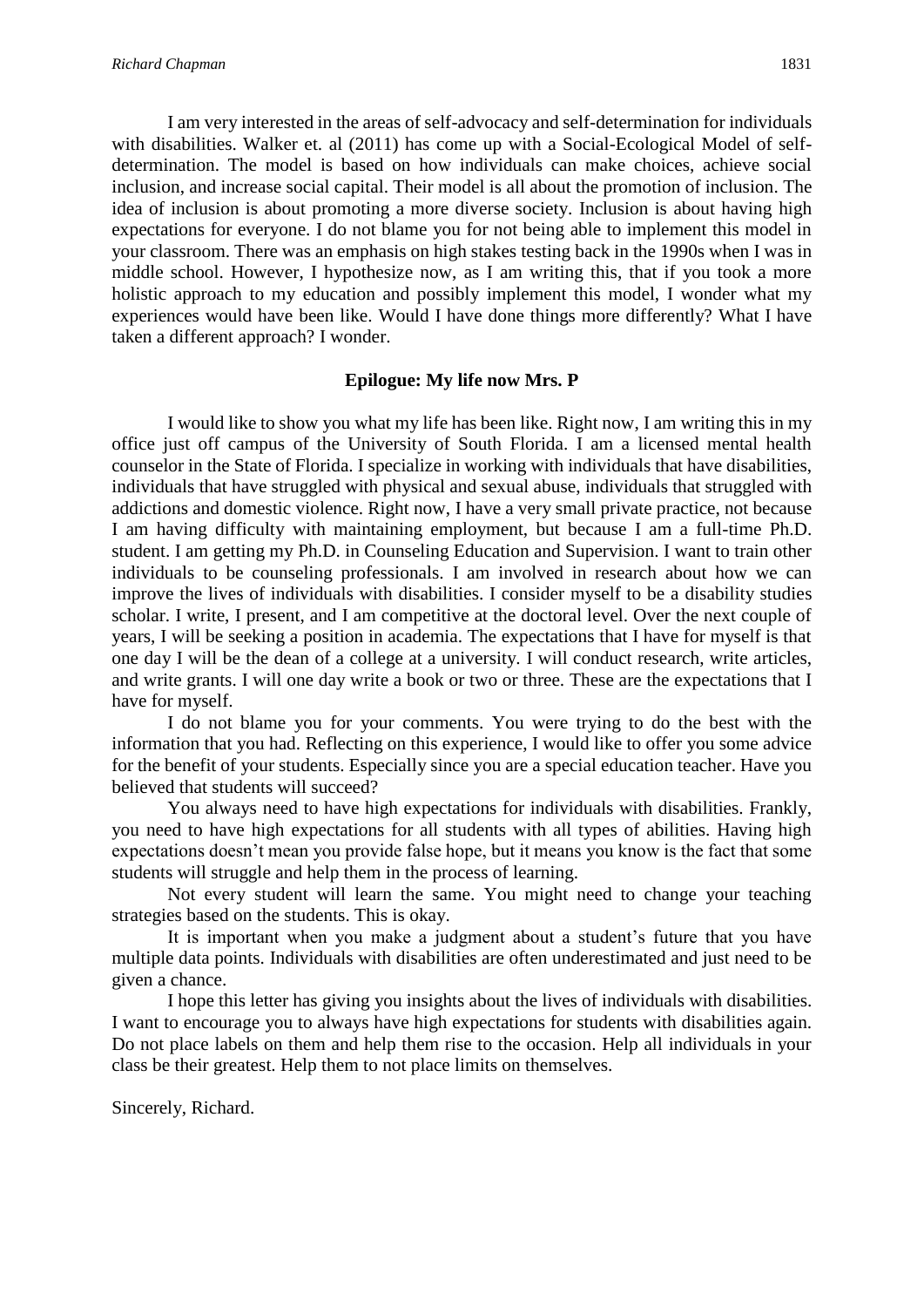I am very interested in the areas of self-advocacy and self-determination for individuals with disabilities. Walker et. al (2011) has come up with a Social-Ecological Model of self-determination. The model is based on how individuals can make choices, achieve social inclusion, and increase social capital. Their model is all about the promotion of inclusion. The idea of inclusion is about promoting a more diverse society. Inclusion is about having high expectations for everyone. I do not blame you for not being able to implement this model in your classroom. There was an emphasis on high stakes testing back in the 1990s when I was in middle school. However, I hypothesize now, as I am writing this, that if you took a more holistic approach to my education and possibly implement this model, I wonder what my experiences would have been like. Would I have done things more differently? What I have taken a different approach? I wonder.

**Epilogue: My life now Mrs. P**

I would like to show you what my life has been like. Right now, I am writing this in my office just off campus of the University of South Florida. I am a licensed mental health counselor in the State of Florida. I specialize in working with individuals that have disabilities, individuals that have struggled with physical and sexual abuse, individuals that struggled with addictions and domestic violence. Right now, I have a very small private practice, not because I am having difficulty with maintaining employment, but because I am a full-time Ph.D. student. I am getting my Ph.D. in Counseling Education and Supervision. I want to train other individuals to be counseling professionals. I am involved in research about how we can improve the lives of individuals with disabilities. I consider myself to be a disability studies scholar. I write, I present, and I am competitive at the doctoral level. Over the next couple of years, I will be seeking a position in academia. The expectations that I have for myself is that one day I will be the dean of a college at a university. I will conduct research, write articles, and write grants. I will one day write a book or two or three. These are the expectations that I have for myself.

I do not blame you for your comments. You were trying to do the best with the information that you had. Reflecting on this experience, I would like to offer you some advice for the benefit of your students. Especially since you are a special education teacher. Have you believed that students will succeed?

You always need to have high expectations for individuals with disabilities. Frankly, you need to have high expectations for all students with all types of abilities. Having high expectations doesn't mean you provide false hope, but it means you know is the fact that some students will struggle and help them in the process of learning.

Not every student will learn the same. You might need to change your teaching strategies based on the students. This is okay.

It is important when you make a judgment about a student's future that you have multiple data points. Individuals with disabilities are often underestimated and just need to be given a chance.

I hope this letter has giving you insights about the lives of individuals with disabilities. I want to encourage you to always have high expectations for students with disabilities again. Do not place labels on them and help them rise to the occasion. Help all individuals in your class be their greatest. Help them to not place limits on themselves.

Sincerely, Richard.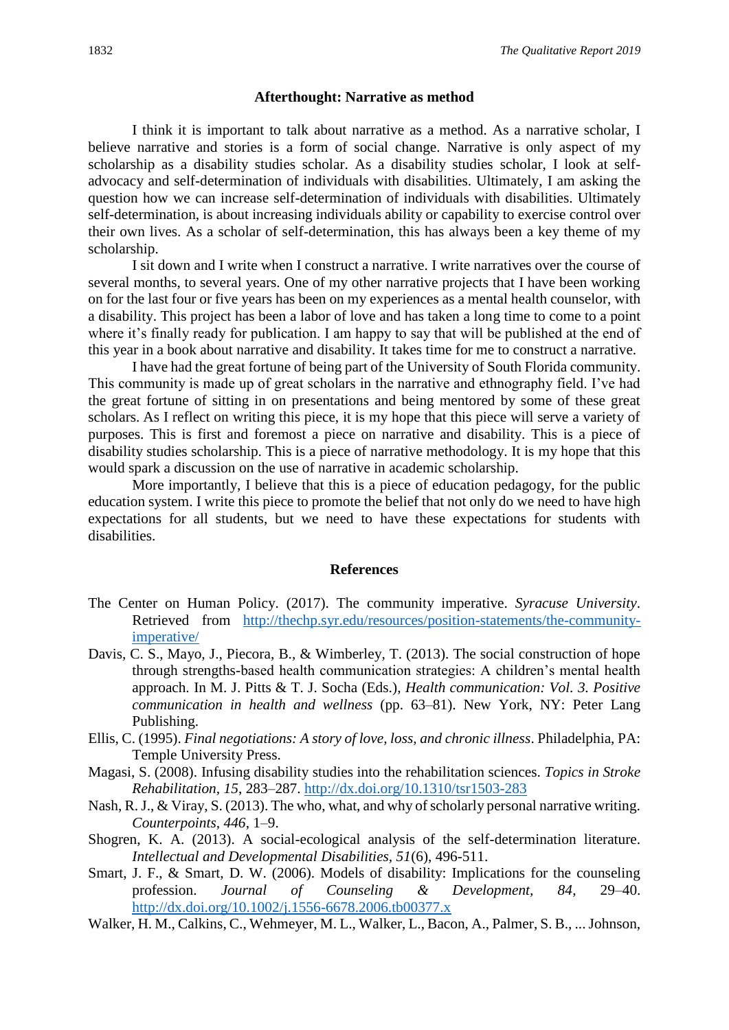## Afterthought: Narrative as method

I think it is important to talk about narrative as a method. As a narrative scholar, I believe narrative and stories is a form of social change. Narrative is only aspect of my scholarship as a disability studies scholar. As a disability studies scholar, I look at self-advocacy and self-determination of individuals with disabilities. Ultimately, I am asking the question how we can increase self-determination of individuals with disabilities. Ultimately self-determination, is about increasing individuals ability or capability to exercise control over their own lives. As a scholar of self-determination, this has always been a key theme of my scholarship.

I sit down and I write when I construct a narrative. I write narratives over the course of several months, to several years. One of my other narrative projects that I have been working on for the last four or five years has been on my experiences as a mental health counselor, with a disability. This project has been a labor of love and has taken a long time to come to a point where it's finally ready for publication. I am happy to say that will be published at the end of this year in a book about narrative and disability. It takes time for me to construct a narrative.

I have had the great fortune of being part of the University of South Florida community. This community is made up of great scholars in the narrative and ethnography field. I've had the great fortune of sitting in on presentations and being mentored by some of these great scholars. As I reflect on writing this piece, it is my hope that this piece will serve a variety of purposes. This is first and foremost a piece on narrative and disability. This is a piece of disability studies scholarship. This is a piece of narrative methodology. It is my hope that this would spark a discussion on the use of narrative in academic scholarship.

More importantly, I believe that this is a piece of education pedagogy, for the public education system. I write this piece to promote the belief that not only do we need to have high expectations for all students, but we need to have these expectations for students with disabilities.

## References

The Center on Human Policy. (2017). The community imperative. *Syracuse University*. Retrieved from http://thechp.syr.edu/resources/position-statements/the-community-imperative/

Davis, C. S., Mayo, J., Piecora, B., & Wimberley, T. (2013). The social construction of hope through strengths-based health communication strategies: A children's mental health approach. In M. J. Pitts & T. J. Socha (Eds.), *Health communication: Vol. 3. Positive communication in health and wellness* (pp. 63–81). New York, NY: Peter Lang Publishing.

Ellis, C. (1995). *Final negotiations: A story of love, loss, and chronic illness*. Philadelphia, PA: Temple University Press.

Magasi, S. (2008). Infusing disability studies into the rehabilitation sciences. *Topics in Stroke Rehabilitation*, *15*, 283–287. http://dx.doi.org/10.1310/tsr1503-283

Nash, R. J., & Viray, S. (2013). The who, what, and why of scholarly personal narrative writing. *Counterpoints*, *446*, 1–9.

Shogren, K. A. (2013). A social-ecological analysis of the self-determination literature. *Intellectual and Developmental Disabilities, 51*(6), 496-511.

Smart, J. F., & Smart, D. W. (2006). Models of disability: Implications for the counseling profession. *Journal of Counseling & Development, 84*, 29–40. http://dx.doi.org/10.1002/j.1556-6678.2006.tb00377.x

Walker, H. M., Calkins, C., Wehmeyer, M. L., Walker, L., Bacon, A., Palmer, S. B., ... Johnson,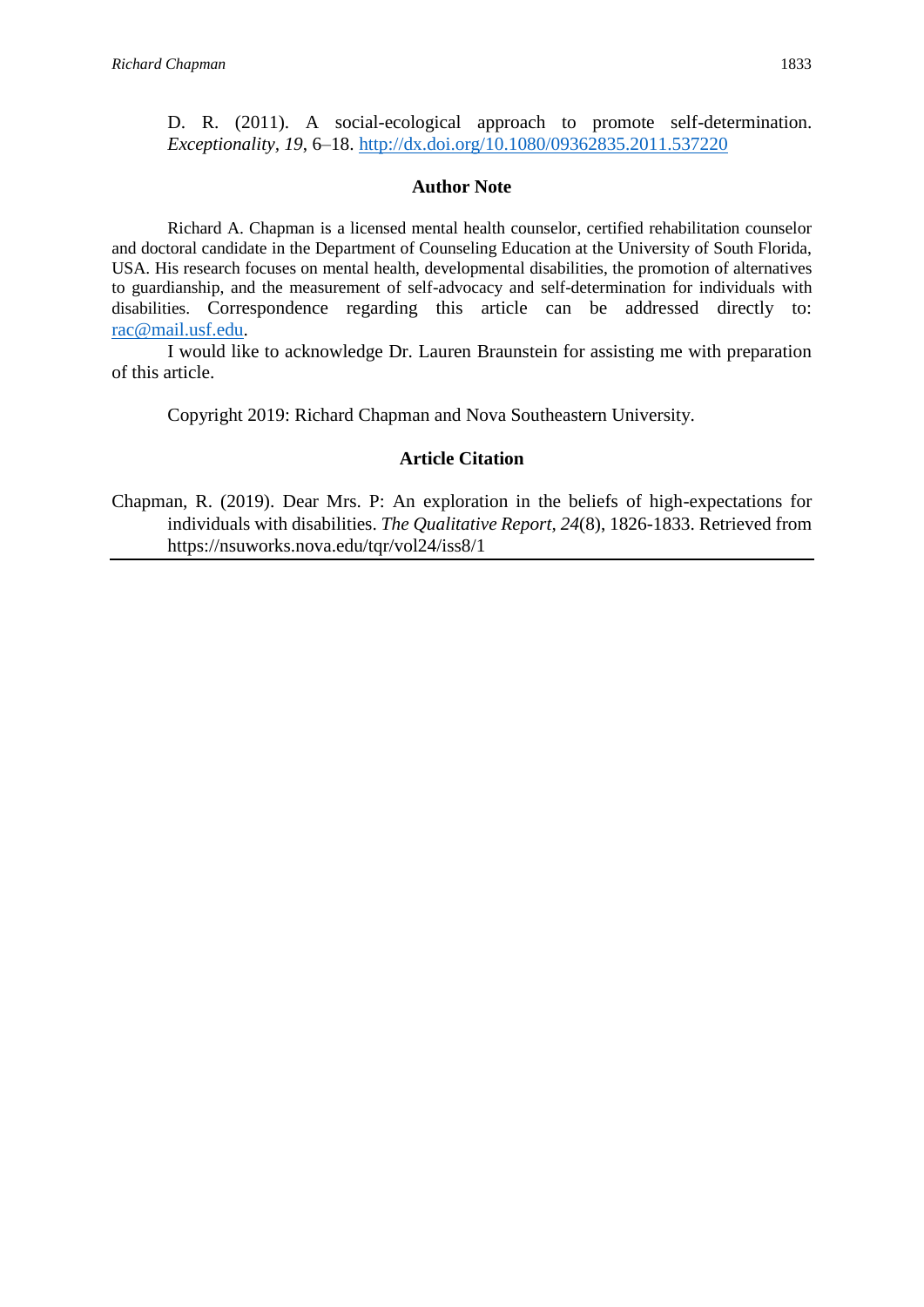D. R. (2011). A social-ecological approach to promote self-determination. *Exceptionality*, *19*, 6–18. http://dx.doi.org/10.1080/09362835.2011.537220

## Author Note

Richard A. Chapman is a licensed mental health counselor, certified rehabilitation counselor and doctoral candidate in the Department of Counseling Education at the University of South Florida, USA. His research focuses on mental health, developmental disabilities, the promotion of alternatives to guardianship, and the measurement of self-advocacy and self-determination for individuals with disabilities. Correspondence regarding this article can be addressed directly to: rac@mail.usf.edu.

I would like to acknowledge Dr. Lauren Braunstein for assisting me with preparation of this article.

Copyright 2019: Richard Chapman and Nova Southeastern University.

## Article Citation

Chapman, R. (2019). Dear Mrs. P: An exploration in the beliefs of high-expectations for individuals with disabilities. *The Qualitative Report*, *24*(8), 1826-1833. Retrieved from https://nsuworks.nova.edu/tqr/vol24/iss8/1